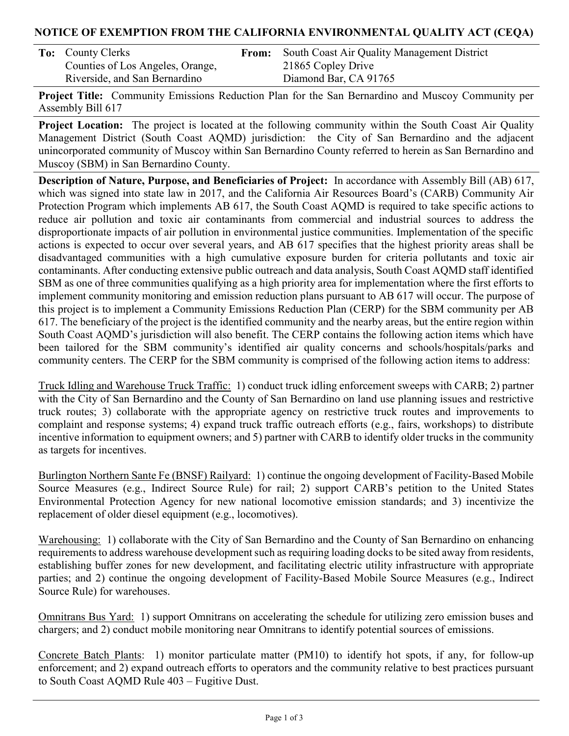## NOTICE OF EXEMPTION FROM THE CALIFORNIA ENVIRONMENTAL QUALITY ACT (CEQA)

| **To:** | County Clerks<br>Counties of Los Angeles, Orange, Riverside, and San Bernardino | **From:** | South Coast Air Quality Management District<br>21865 Copley Drive<br>Diamond Bar, CA 91765 |
|---|---|---|---|

**Project Title:** Community Emissions Reduction Plan for the San Bernardino and Muscoy Community per Assembly Bill 617

**Project Location:** The project is located at the following community within the South Coast Air Quality Management District (South Coast AQMD) jurisdiction: the City of San Bernardino and the adjacent unincorporated community of Muscoy within San Bernardino County referred to herein as San Bernardino and Muscoy (SBM) in San Bernardino County.

**Description of Nature, Purpose, and Beneficiaries of Project:** In accordance with Assembly Bill (AB) 617, which was signed into state law in 2017, and the California Air Resources Board's (CARB) Community Air Protection Program which implements AB 617, the South Coast AQMD is required to take specific actions to reduce air pollution and toxic air contaminants from commercial and industrial sources to address the disproportionate impacts of air pollution in environmental justice communities. Implementation of the specific actions is expected to occur over several years, and AB 617 specifies that the highest priority areas shall be disadvantaged communities with a high cumulative exposure burden for criteria pollutants and toxic air contaminants. After conducting extensive public outreach and data analysis, South Coast AQMD staff identified SBM as one of three communities qualifying as a high priority area for implementation where the first efforts to implement community monitoring and emission reduction plans pursuant to AB 617 will occur. The purpose of this project is to implement a Community Emissions Reduction Plan (CERP) for the SBM community per AB 617. The beneficiary of the project is the identified community and the nearby areas, but the entire region within South Coast AQMD's jurisdiction will also benefit. The CERP contains the following action items which have been tailored for the SBM community's identified air quality concerns and schools/hospitals/parks and community centers. The CERP for the SBM community is comprised of the following action items to address:

<u>Truck Idling and Warehouse Truck Traffic:</u> 1) conduct truck idling enforcement sweeps with CARB; 2) partner with the City of San Bernardino and the County of San Bernardino on land use planning issues and restrictive truck routes; 3) collaborate with the appropriate agency on restrictive truck routes and improvements to complaint and response systems; 4) expand truck traffic outreach efforts (e.g., fairs, workshops) to distribute incentive information to equipment owners; and 5) partner with CARB to identify older trucks in the community as targets for incentives.

<u>Burlington Northern Sante Fe (BNSF) Railyard:</u> 1) continue the ongoing development of Facility-Based Mobile Source Measures (e.g., Indirect Source Rule) for rail; 2) support CARB's petition to the United States Environmental Protection Agency for new national locomotive emission standards; and 3) incentivize the replacement of older diesel equipment (e.g., locomotives).

<u>Warehousing:</u> 1) collaborate with the City of San Bernardino and the County of San Bernardino on enhancing requirements to address warehouse development such as requiring loading docks to be sited away from residents, establishing buffer zones for new development, and facilitating electric utility infrastructure with appropriate parties; and 2) continue the ongoing development of Facility-Based Mobile Source Measures (e.g., Indirect Source Rule) for warehouses.

<u>Omnitrans Bus Yard:</u> 1) support Omnitrans on accelerating the schedule for utilizing zero emission buses and chargers; and 2) conduct mobile monitoring near Omnitrans to identify potential sources of emissions.

<u>Concrete Batch Plants</u>: 1) monitor particulate matter (PM10) to identify hot spots, if any, for follow-up enforcement; and 2) expand outreach efforts to operators and the community relative to best practices pursuant to South Coast AQMD Rule 403 – Fugitive Dust.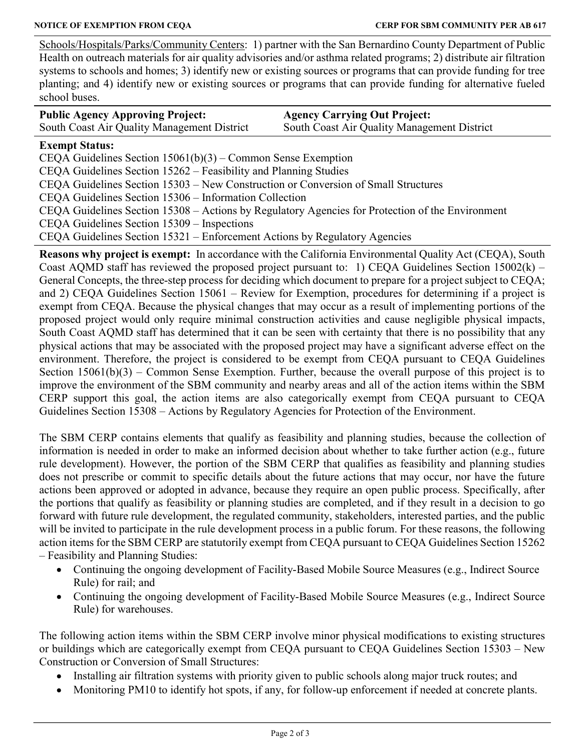Schools/Hospitals/Parks/Community Centers: 1) partner with the San Bernardino County Department of Public Health on outreach materials for air quality advisories and/or asthma related programs; 2) distribute air filtration systems to schools and homes; 3) identify new or existing sources or programs that can provide funding for tree planting; and 4) identify new or existing sources or programs that can provide funding for alternative fueled school buses.

| **Public Agency Approving Project:** | **Agency Carrying Out Project:** |
| --- | --- |
| South Coast Air Quality Management District | South Coast Air Quality Management District |

**Exempt Status:**
CEQA Guidelines Section 15061(b)(3) – Common Sense Exemption
CEQA Guidelines Section 15262 – Feasibility and Planning Studies
CEQA Guidelines Section 15303 – New Construction or Conversion of Small Structures
CEQA Guidelines Section 15306 – Information Collection
CEQA Guidelines Section 15308 – Actions by Regulatory Agencies for Protection of the Environment
CEQA Guidelines Section 15309 – Inspections
CEQA Guidelines Section 15321 – Enforcement Actions by Regulatory Agencies

**Reasons why project is exempt:** In accordance with the California Environmental Quality Act (CEQA), South Coast AQMD staff has reviewed the proposed project pursuant to: 1) CEQA Guidelines Section 15002(k) – General Concepts, the three-step process for deciding which document to prepare for a project subject to CEQA; and 2) CEQA Guidelines Section 15061 – Review for Exemption, procedures for determining if a project is exempt from CEQA. Because the physical changes that may occur as a result of implementing portions of the proposed project would only require minimal construction activities and cause negligible physical impacts, South Coast AQMD staff has determined that it can be seen with certainty that there is no possibility that any physical actions that may be associated with the proposed project may have a significant adverse effect on the environment. Therefore, the project is considered to be exempt from CEQA pursuant to CEQA Guidelines Section 15061(b)(3) – Common Sense Exemption. Further, because the overall purpose of this project is to improve the environment of the SBM community and nearby areas and all of the action items within the SBM CERP support this goal, the action items are also categorically exempt from CEQA pursuant to CEQA Guidelines Section 15308 – Actions by Regulatory Agencies for Protection of the Environment.

The SBM CERP contains elements that qualify as feasibility and planning studies, because the collection of information is needed in order to make an informed decision about whether to take further action (e.g., future rule development). However, the portion of the SBM CERP that qualifies as feasibility and planning studies does not prescribe or commit to specific details about the future actions that may occur, nor have the future actions been approved or adopted in advance, because they require an open public process. Specifically, after the portions that qualify as feasibility or planning studies are completed, and if they result in a decision to go forward with future rule development, the regulated community, stakeholders, interested parties, and the public will be invited to participate in the rule development process in a public forum. For these reasons, the following action items for the SBM CERP are statutorily exempt from CEQA pursuant to CEQA Guidelines Section 15262 – Feasibility and Planning Studies:

- Continuing the ongoing development of Facility-Based Mobile Source Measures (e.g., Indirect Source Rule) for rail; and
- Continuing the ongoing development of Facility-Based Mobile Source Measures (e.g., Indirect Source Rule) for warehouses.

The following action items within the SBM CERP involve minor physical modifications to existing structures or buildings which are categorically exempt from CEQA pursuant to CEQA Guidelines Section 15303 – New Construction or Conversion of Small Structures:

- Installing air filtration systems with priority given to public schools along major truck routes; and
- Monitoring PM10 to identify hot spots, if any, for follow-up enforcement if needed at concrete plants.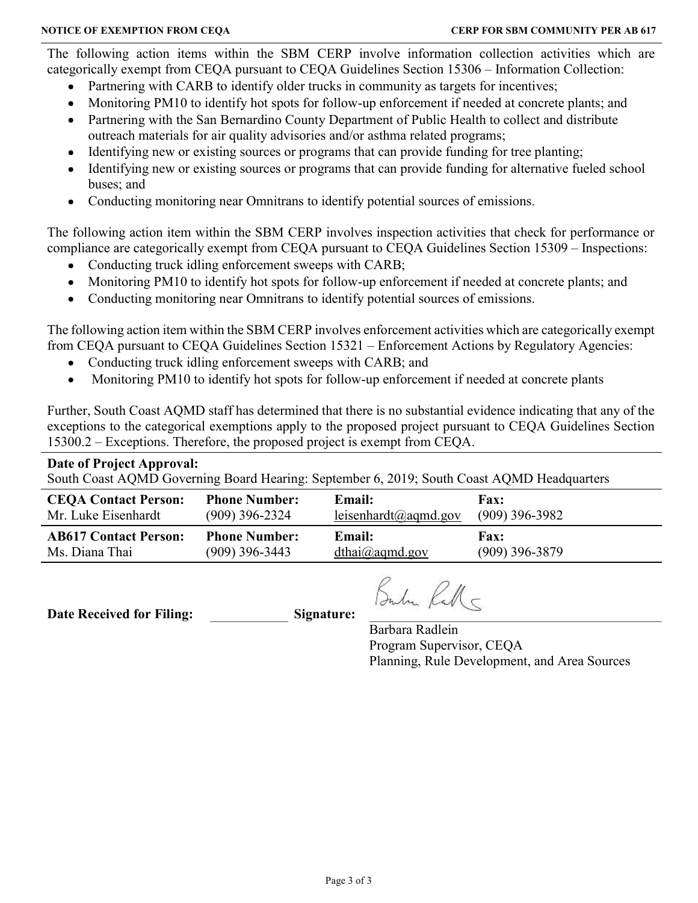The following action items within the SBM CERP involve information collection activities which are categorically exempt from CEQA pursuant to CEQA Guidelines Section 15306 – Information Collection:

- Partnering with CARB to identify older trucks in community as targets for incentives;
- Monitoring PM10 to identify hot spots for follow-up enforcement if needed at concrete plants; and
- Partnering with the San Bernardino County Department of Public Health to collect and distribute outreach materials for air quality advisories and/or asthma related programs;
- Identifying new or existing sources or programs that can provide funding for tree planting;
- Identifying new or existing sources or programs that can provide funding for alternative fueled school buses; and
- Conducting monitoring near Omnitrans to identify potential sources of emissions.

The following action item within the SBM CERP involves inspection activities that check for performance or compliance are categorically exempt from CEQA pursuant to CEQA Guidelines Section 15309 – Inspections:

- Conducting truck idling enforcement sweeps with CARB;
- Monitoring PM10 to identify hot spots for follow-up enforcement if needed at concrete plants; and
- Conducting monitoring near Omnitrans to identify potential sources of emissions.

The following action item within the SBM CERP involves enforcement activities which are categorically exempt from CEQA pursuant to CEQA Guidelines Section 15321 – Enforcement Actions by Regulatory Agencies:

- Conducting truck idling enforcement sweeps with CARB; and
- Monitoring PM10 to identify hot spots for follow-up enforcement if needed at concrete plants

Further, South Coast AQMD staff has determined that there is no substantial evidence indicating that any of the exceptions to the categorical exemptions apply to the proposed project pursuant to CEQA Guidelines Section 15300.2 – Exceptions. Therefore, the proposed project is exempt from CEQA.

**Date of Project Approval:**
South Coast AQMD Governing Board Hearing: September 6, 2019; South Coast AQMD Headquarters

| | | | |
|---|---|---|---|
| **CEQA Contact Person:** Mr. Luke Eisenhardt | **Phone Number:** (909) 396-2324 | **Email:** leisenhardt@aqmd.gov | **Fax:** (909) 396-3982 |
| **AB617 Contact Person:** Ms. Diana Thai | **Phone Number:** (909) 396-3443 | **Email:** dthai@aqmd.gov | **Fax:** (909) 396-3879 |

**Date Received for Filing:** ___________ **Signature:** ___________

Barbara Radlein
Program Supervisor, CEQA
Planning, Rule Development, and Area Sources